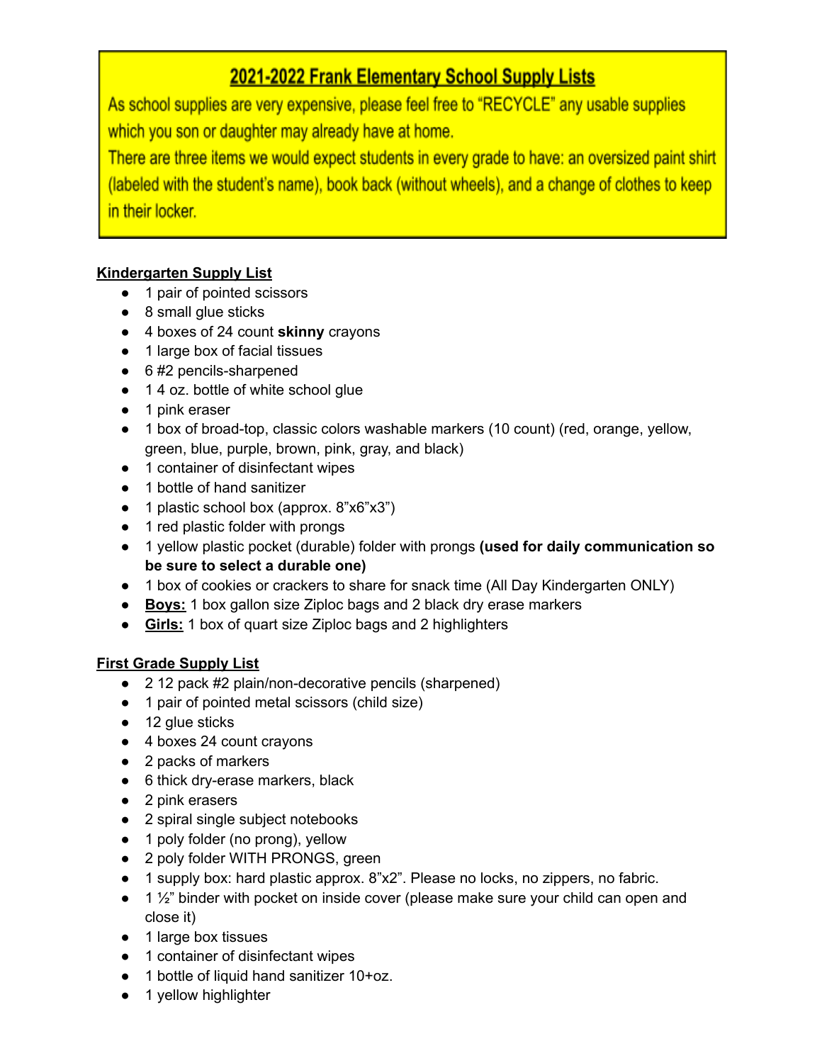# 2021-2022 Frank Elementary School Supply Lists

As school supplies are very expensive, please feel free to "RECYCLE" any usable supplies which you son or daughter may already have at home.

There are three items we would expect students in every grade to have: an oversized paint shirt (labeled with the student's name), book back (without wheels), and a change of clothes to keep in their locker.

## Kindergarten Supply List

- 1 pair of pointed scissors
- 8 small glue sticks
- 4 boxes of 24 count **skinny** crayons
- 1 large box of facial tissues
- 6 #2 pencils-sharpened
- 1 4 oz. bottle of white school glue
- 1 pink eraser
- 1 box of broad-top, classic colors washable markers (10 count) (red, orange, yellow, green, blue, purple, brown, pink, gray, and black)
- 1 container of disinfectant wipes
- 1 bottle of hand sanitizer
- 1 plastic school box (approx. 8"x6"x3")
- 1 red plastic folder with prongs
- 1 yellow plastic pocket (durable) folder with prongs **(used for daily communication so be sure to select a durable one)**
- 1 box of cookies or crackers to share for snack time (All Day Kindergarten ONLY)
- **Boys:** 1 box gallon size Ziploc bags and 2 black dry erase markers
- **Girls:** 1 box of quart size Ziploc bags and 2 highlighters

## First Grade Supply List

- 2 12 pack #2 plain/non-decorative pencils (sharpened)
- 1 pair of pointed metal scissors (child size)
- 12 glue sticks
- 4 boxes 24 count crayons
- 2 packs of markers
- 6 thick dry-erase markers, black
- 2 pink erasers
- 2 spiral single subject notebooks
- 1 poly folder (no prong), yellow
- 2 poly folder WITH PRONGS, green
- 1 supply box: hard plastic approx. 8"x2". Please no locks, no zippers, no fabric.
- 1 ½" binder with pocket on inside cover (please make sure your child can open and close it)
- 1 large box tissues
- 1 container of disinfectant wipes
- 1 bottle of liquid hand sanitizer 10+oz.
- 1 yellow highlighter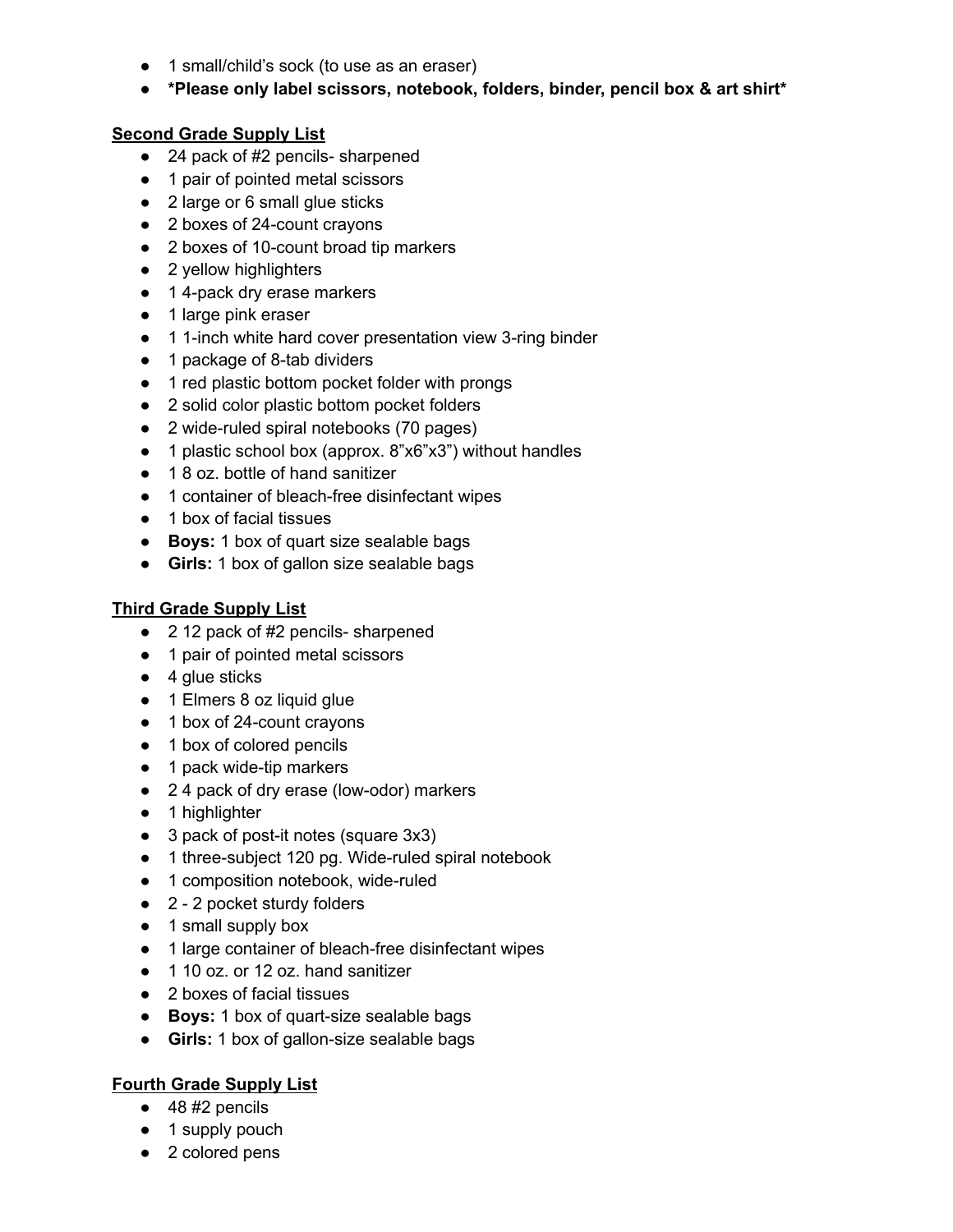- 1 small/child's sock (to use as an eraser)
- ***Please only label scissors, notebook, folders, binder, pencil box & art shirt***

**<u>Second Grade Supply List</u>**

- 24 pack of #2 pencils- sharpened
- 1 pair of pointed metal scissors
- 2 large or 6 small glue sticks
- 2 boxes of 24-count crayons
- 2 boxes of 10-count broad tip markers
- 2 yellow highlighters
- 1 4-pack dry erase markers
- 1 large pink eraser
- 1 1-inch white hard cover presentation view 3-ring binder
- 1 package of 8-tab dividers
- 1 red plastic bottom pocket folder with prongs
- 2 solid color plastic bottom pocket folders
- 2 wide-ruled spiral notebooks (70 pages)
- 1 plastic school box (approx. 8"x6"x3") without handles
- 1 8 oz. bottle of hand sanitizer
- 1 container of bleach-free disinfectant wipes
- 1 box of facial tissues
- **Boys:** 1 box of quart size sealable bags
- **Girls:** 1 box of gallon size sealable bags

**<u>Third Grade Supply List</u>**

- 2 12 pack of #2 pencils- sharpened
- 1 pair of pointed metal scissors
- 4 glue sticks
- 1 Elmers 8 oz liquid glue
- 1 box of 24-count crayons
- 1 box of colored pencils
- 1 pack wide-tip markers
- 2 4 pack of dry erase (low-odor) markers
- 1 highlighter
- 3 pack of post-it notes (square 3x3)
- 1 three-subject 120 pg. Wide-ruled spiral notebook
- 1 composition notebook, wide-ruled
- 2 - 2 pocket sturdy folders
- 1 small supply box
- 1 large container of bleach-free disinfectant wipes
- 1 10 oz. or 12 oz. hand sanitizer
- 2 boxes of facial tissues
- **Boys:** 1 box of quart-size sealable bags
- **Girls:** 1 box of gallon-size sealable bags

**<u>Fourth Grade Supply List</u>**

- 48 #2 pencils
- 1 supply pouch
- 2 colored pens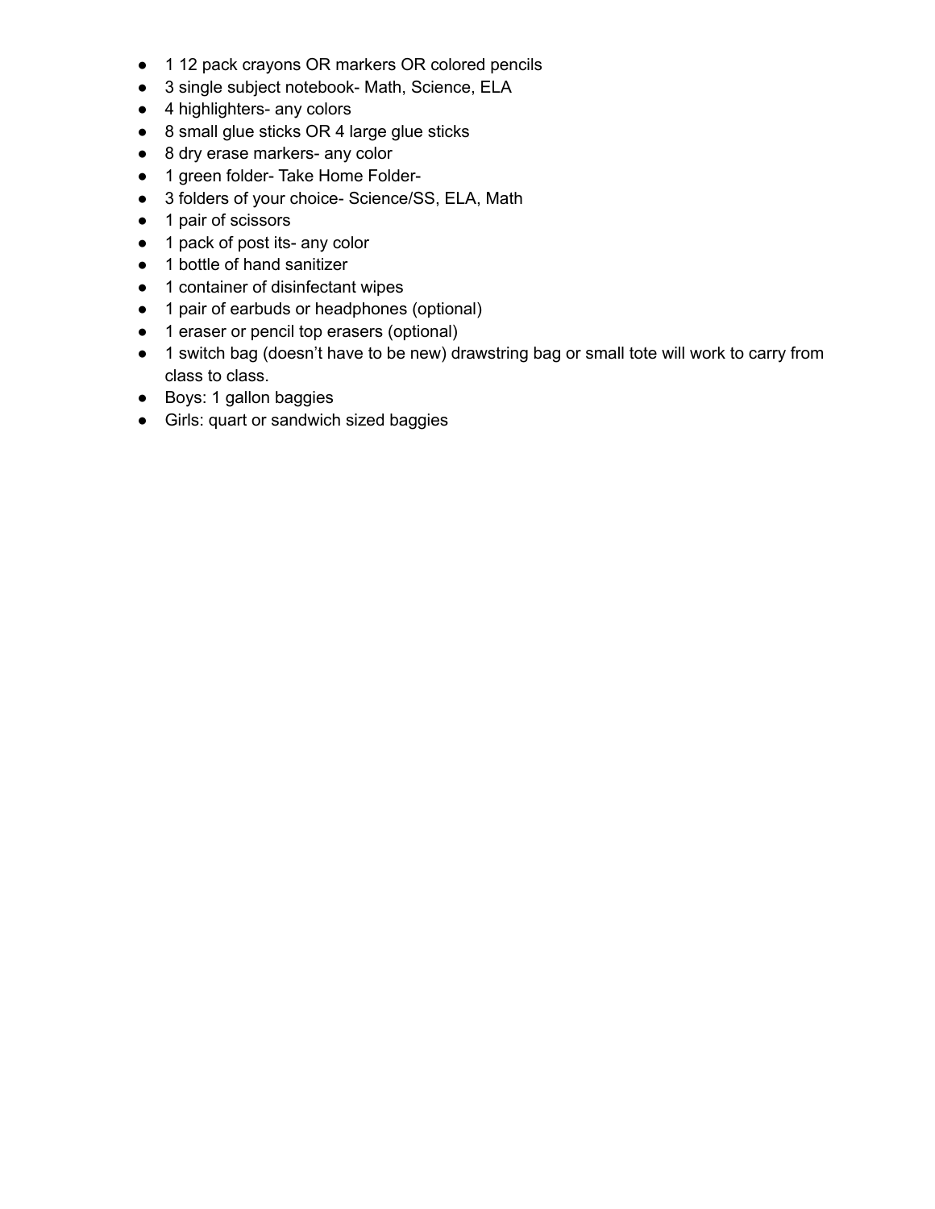- 1 12 pack crayons OR markers OR colored pencils
- 3 single subject notebook- Math, Science, ELA
- 4 highlighters- any colors
- 8 small glue sticks OR 4 large glue sticks
- 8 dry erase markers- any color
- 1 green folder- Take Home Folder-
- 3 folders of your choice- Science/SS, ELA, Math
- 1 pair of scissors
- 1 pack of post its- any color
- 1 bottle of hand sanitizer
- 1 container of disinfectant wipes
- 1 pair of earbuds or headphones (optional)
- 1 eraser or pencil top erasers (optional)
- 1 switch bag (doesn't have to be new) drawstring bag or small tote will work to carry from class to class.
- Boys: 1 gallon baggies
- Girls: quart or sandwich sized baggies